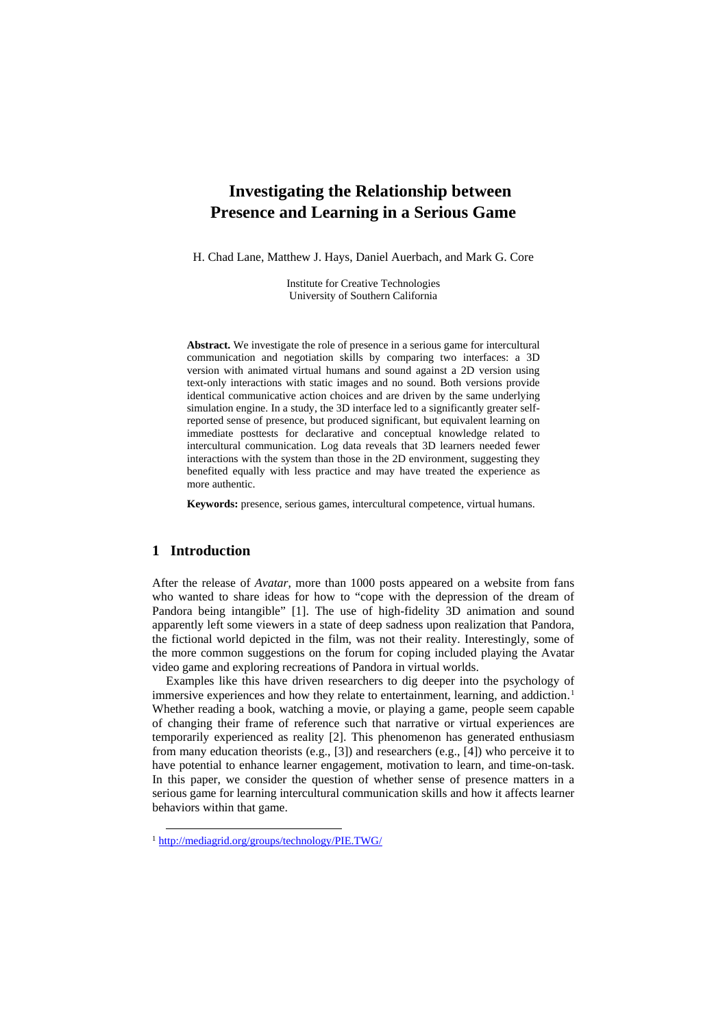# Investigating the Relationship between Presence and Learning in a Serious Game

H. Chad Lane, Matthew J. Hays, Daniel Auerbach, and Mark G. Core

Institute for Creative Technologies
University of Southern California

**Abstract.** We investigate the role of presence in a serious game for intercultural communication and negotiation skills by comparing two interfaces: a 3D version with animated virtual humans and sound against a 2D version using text-only interactions with static images and no sound. Both versions provide identical communicative action choices and are driven by the same underlying simulation engine. In a study, the 3D interface led to a significantly greater self-reported sense of presence, but produced significant, but equivalent learning on immediate posttests for declarative and conceptual knowledge related to intercultural communication. Log data reveals that 3D learners needed fewer interactions with the system than those in the 2D environment, suggesting they benefited equally with less practice and may have treated the experience as more authentic.

**Keywords:** presence, serious games, intercultural competence, virtual humans.

## 1 Introduction

After the release of *Avatar*, more than 1000 posts appeared on a website from fans who wanted to share ideas for how to "cope with the depression of the dream of Pandora being intangible" [1]. The use of high-fidelity 3D animation and sound apparently left some viewers in a state of deep sadness upon realization that Pandora, the fictional world depicted in the film, was not their reality. Interestingly, some of the more common suggestions on the forum for coping included playing the Avatar video game and exploring recreations of Pandora in virtual worlds.

Examples like this have driven researchers to dig deeper into the psychology of immersive experiences and how they relate to entertainment, learning, and addiction.[1] Whether reading a book, watching a movie, or playing a game, people seem capable of changing their frame of reference such that narrative or virtual experiences are temporarily experienced as reality [2]. This phenomenon has generated enthusiasm from many education theorists (e.g., [3]) and researchers (e.g., [4]) who perceive it to have potential to enhance learner engagement, motivation to learn, and time-on-task. In this paper, we consider the question of whether sense of presence matters in a serious game for learning intercultural communication skills and how it affects learner behaviors within that game.

[1] http://mediagrid.org/groups/technology/PIE.TWG/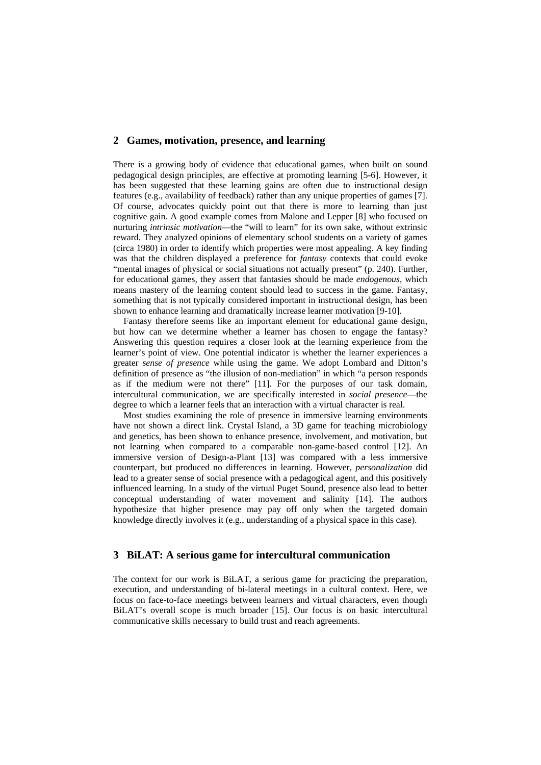## 2 Games, motivation, presence, and learning

There is a growing body of evidence that educational games, when built on sound pedagogical design principles, are effective at promoting learning [5-6]. However, it has been suggested that these learning gains are often due to instructional design features (e.g., availability of feedback) rather than any unique properties of games [7]. Of course, advocates quickly point out that there is more to learning than just cognitive gain. A good example comes from Malone and Lepper [8] who focused on nurturing *intrinsic motivation*—the "will to learn" for its own sake, without extrinsic reward. They analyzed opinions of elementary school students on a variety of games (circa 1980) in order to identify which properties were most appealing. A key finding was that the children displayed a preference for *fantasy* contexts that could evoke "mental images of physical or social situations not actually present" (p. 240). Further, for educational games, they assert that fantasies should be made *endogenous*, which means mastery of the learning content should lead to success in the game. Fantasy, something that is not typically considered important in instructional design, has been shown to enhance learning and dramatically increase learner motivation [9-10].

Fantasy therefore seems like an important element for educational game design, but how can we determine whether a learner has chosen to engage the fantasy? Answering this question requires a closer look at the learning experience from the learner's point of view. One potential indicator is whether the learner experiences a greater *sense of presence* while using the game. We adopt Lombard and Ditton's definition of presence as "the illusion of non-mediation" in which "a person responds as if the medium were not there" [11]. For the purposes of our task domain, intercultural communication, we are specifically interested in *social presence*—the degree to which a learner feels that an interaction with a virtual character is real.

Most studies examining the role of presence in immersive learning environments have not shown a direct link. Crystal Island, a 3D game for teaching microbiology and genetics, has been shown to enhance presence, involvement, and motivation, but not learning when compared to a comparable non-game-based control [12]. An immersive version of Design-a-Plant [13] was compared with a less immersive counterpart, but produced no differences in learning. However, *personalization* did lead to a greater sense of social presence with a pedagogical agent, and this positively influenced learning. In a study of the virtual Puget Sound, presence also lead to better conceptual understanding of water movement and salinity [14]. The authors hypothesize that higher presence may pay off only when the targeted domain knowledge directly involves it (e.g., understanding of a physical space in this case).

## 3 BiLAT: A serious game for intercultural communication

The context for our work is BiLAT, a serious game for practicing the preparation, execution, and understanding of bi-lateral meetings in a cultural context. Here, we focus on face-to-face meetings between learners and virtual characters, even though BiLAT's overall scope is much broader [15]. Our focus is on basic intercultural communicative skills necessary to build trust and reach agreements.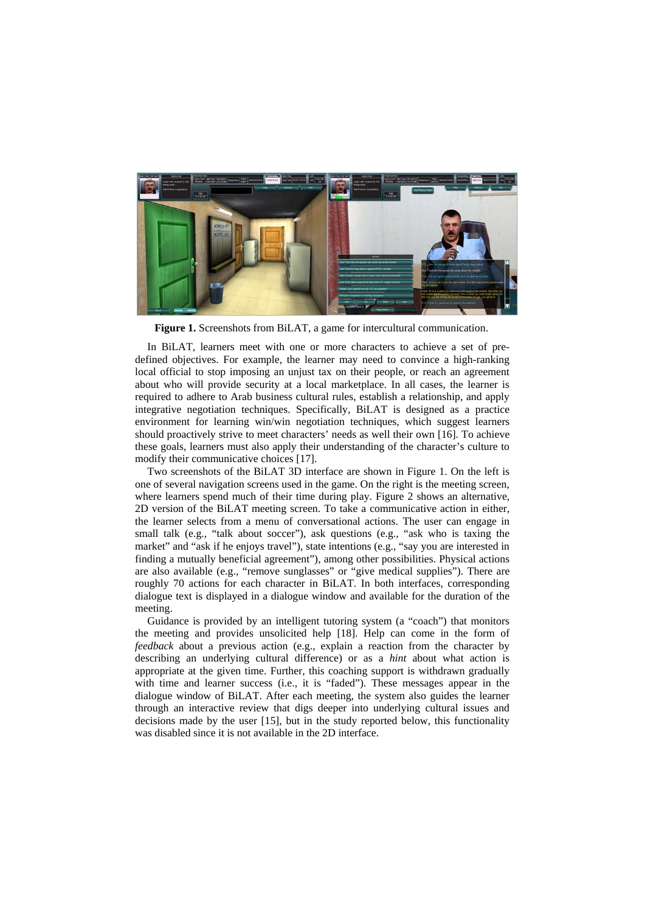**Figure 1.** Screenshots from BiLAT, a game for intercultural communication.

In BiLAT, learners meet with one or more characters to achieve a set of pre-defined objectives. For example, the learner may need to convince a high-ranking local official to stop imposing an unjust tax on their people, or reach an agreement about who will provide security at a local marketplace. In all cases, the learner is required to adhere to Arab business cultural rules, establish a relationship, and apply integrative negotiation techniques. Specifically, BiLAT is designed as a practice environment for learning win/win negotiation techniques, which suggest learners should proactively strive to meet characters' needs as well their own [16]. To achieve these goals, learners must also apply their understanding of the character's culture to modify their communicative choices [17].

Two screenshots of the BiLAT 3D interface are shown in Figure 1. On the left is one of several navigation screens used in the game. On the right is the meeting screen, where learners spend much of their time during play. Figure 2 shows an alternative, 2D version of the BiLAT meeting screen. To take a communicative action in either, the learner selects from a menu of conversational actions. The user can engage in small talk (e.g., "talk about soccer"), ask questions (e.g., "ask who is taxing the market" and "ask if he enjoys travel"), state intentions (e.g., "say you are interested in finding a mutually beneficial agreement"), among other possibilities. Physical actions are also available (e.g., "remove sunglasses" or "give medical supplies"). There are roughly 70 actions for each character in BiLAT. In both interfaces, corresponding dialogue text is displayed in a dialogue window and available for the duration of the meeting.

Guidance is provided by an intelligent tutoring system (a "coach") that monitors the meeting and provides unsolicited help [18]. Help can come in the form of *feedback* about a previous action (e.g., explain a reaction from the character by describing an underlying cultural difference) or as a *hint* about what action is appropriate at the given time. Further, this coaching support is withdrawn gradually with time and learner success (i.e., it is "faded"). These messages appear in the dialogue window of BiLAT. After each meeting, the system also guides the learner through an interactive review that digs deeper into underlying cultural issues and decisions made by the user [15], but in the study reported below, this functionality was disabled since it is not available in the 2D interface.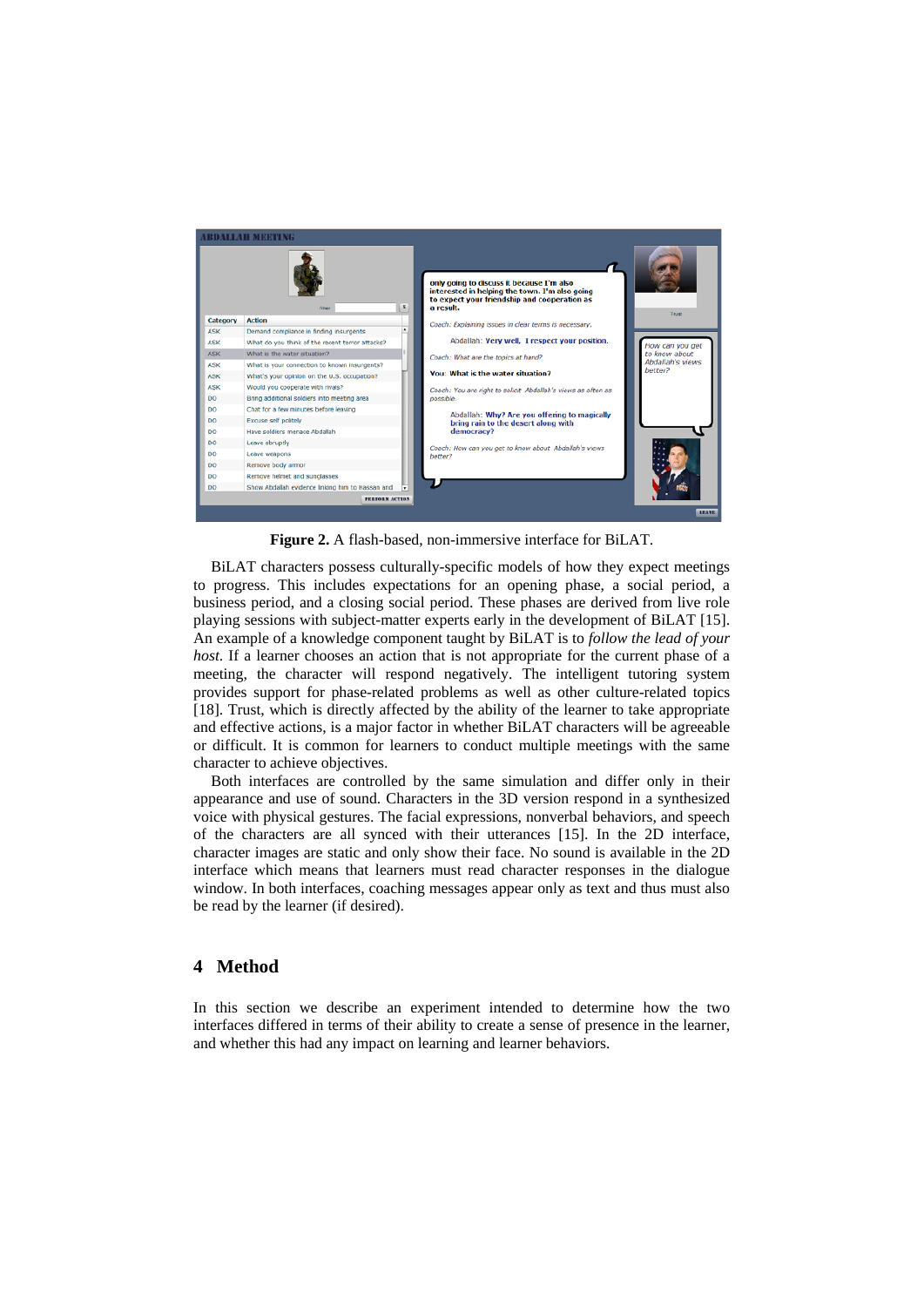**Figure 2.** A flash-based, non-immersive interface for BiLAT.

BiLAT characters possess culturally-specific models of how they expect meetings to progress. This includes expectations for an opening phase, a social period, a business period, and a closing social period. These phases are derived from live role playing sessions with subject-matter experts early in the development of BiLAT [15]. An example of a knowledge component taught by BiLAT is to *follow the lead of your host*. If a learner chooses an action that is not appropriate for the current phase of a meeting, the character will respond negatively. The intelligent tutoring system provides support for phase-related problems as well as other culture-related topics [18]. Trust, which is directly affected by the ability of the learner to take appropriate and effective actions, is a major factor in whether BiLAT characters will be agreeable or difficult. It is common for learners to conduct multiple meetings with the same character to achieve objectives.

Both interfaces are controlled by the same simulation and differ only in their appearance and use of sound. Characters in the 3D version respond in a synthesized voice with physical gestures. The facial expressions, nonverbal behaviors, and speech of the characters are all synced with their utterances [15]. In the 2D interface, character images are static and only show their face. No sound is available in the 2D interface which means that learners must read character responses in the dialogue window. In both interfaces, coaching messages appear only as text and thus must also be read by the learner (if desired).

## 4 Method

In this section we describe an experiment intended to determine how the two interfaces differed in terms of their ability to create a sense of presence in the learner, and whether this had any impact on learning and learner behaviors.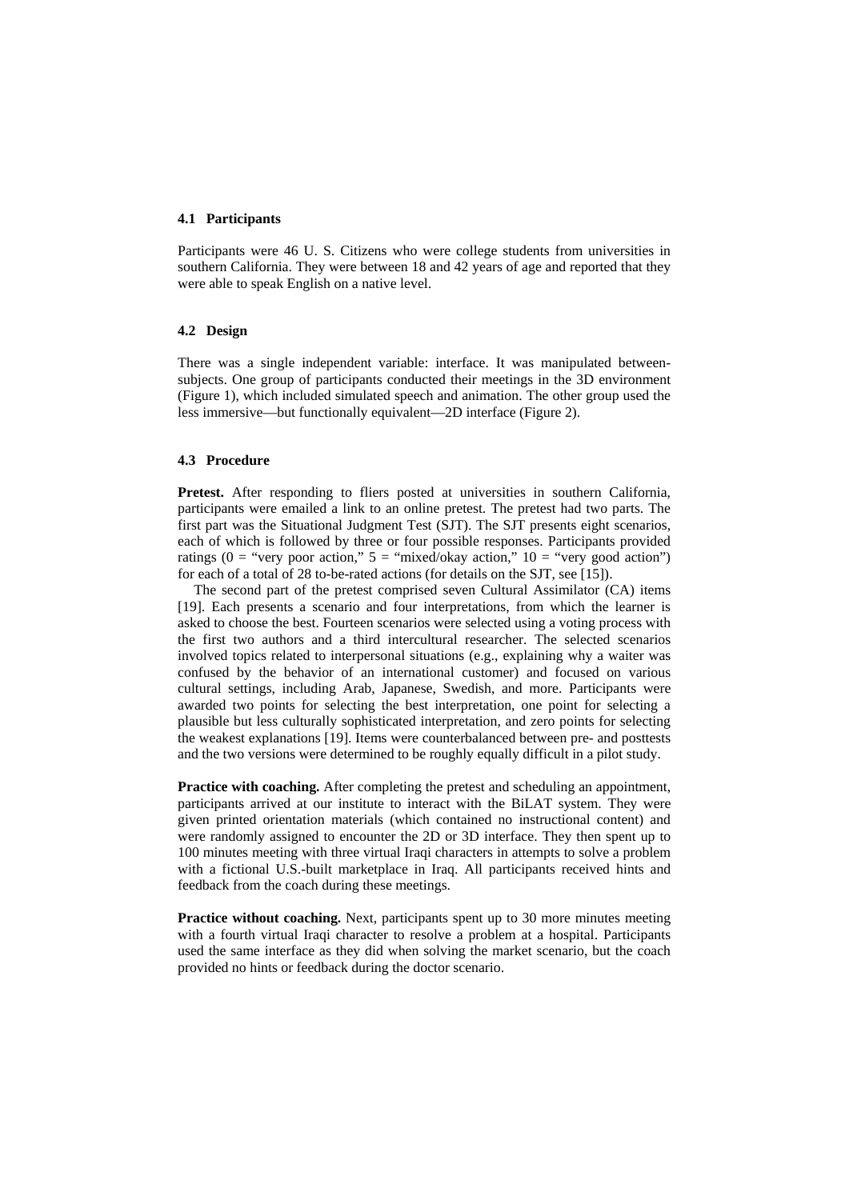### 4.1 Participants

Participants were 46 U. S. Citizens who were college students from universities in southern California. They were between 18 and 42 years of age and reported that they were able to speak English on a native level.

### 4.2 Design

There was a single independent variable: interface. It was manipulated between-subjects. One group of participants conducted their meetings in the 3D environment (Figure 1), which included simulated speech and animation. The other group used the less immersive—but functionally equivalent—2D interface (Figure 2).

### 4.3 Procedure

**Pretest.** After responding to fliers posted at universities in southern California, participants were emailed a link to an online pretest. The pretest had two parts. The first part was the Situational Judgment Test (SJT). The SJT presents eight scenarios, each of which is followed by three or four possible responses. Participants provided ratings (0 = "very poor action," 5 = "mixed/okay action," 10 = "very good action") for each of a total of 28 to-be-rated actions (for details on the SJT, see [15]).

The second part of the pretest comprised seven Cultural Assimilator (CA) items [19]. Each presents a scenario and four interpretations, from which the learner is asked to choose the best. Fourteen scenarios were selected using a voting process with the first two authors and a third intercultural researcher. The selected scenarios involved topics related to interpersonal situations (e.g., explaining why a waiter was confused by the behavior of an international customer) and focused on various cultural settings, including Arab, Japanese, Swedish, and more. Participants were awarded two points for selecting the best interpretation, one point for selecting a plausible but less culturally sophisticated interpretation, and zero points for selecting the weakest explanations [19]. Items were counterbalanced between pre- and posttests and the two versions were determined to be roughly equally difficult in a pilot study.

**Practice with coaching.** After completing the pretest and scheduling an appointment, participants arrived at our institute to interact with the BiLAT system. They were given printed orientation materials (which contained no instructional content) and were randomly assigned to encounter the 2D or 3D interface. They then spent up to 100 minutes meeting with three virtual Iraqi characters in attempts to solve a problem with a fictional U.S.-built marketplace in Iraq. All participants received hints and feedback from the coach during these meetings.

**Practice without coaching.** Next, participants spent up to 30 more minutes meeting with a fourth virtual Iraqi character to resolve a problem at a hospital. Participants used the same interface as they did when solving the market scenario, but the coach provided no hints or feedback during the doctor scenario.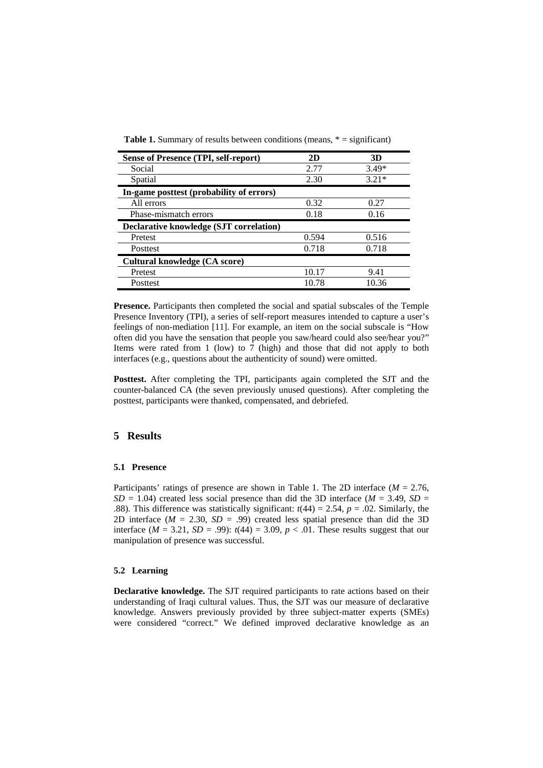**Table 1.** Summary of results between conditions (means, * = significant)

| Sense of Presence (TPI, self-report) | 2D | 3D |
|---|---|---|
| Social | 2.77 | 3.49* |
| Spatial | 2.30 | 3.21* |
| **In-game posttest (probability of errors)** | | |
| All errors | 0.32 | 0.27 |
| Phase-mismatch errors | 0.18 | 0.16 |
| **Declarative knowledge (SJT correlation)** | | |
| Pretest | 0.594 | 0.516 |
| Posttest | 0.718 | 0.718 |
| **Cultural knowledge (CA score)** | | |
| Pretest | 10.17 | 9.41 |
| Posttest | 10.78 | 10.36 |

**Presence.** Participants then completed the social and spatial subscales of the Temple Presence Inventory (TPI), a series of self-report measures intended to capture a user's feelings of non-mediation [11]. For example, an item on the social subscale is "How often did you have the sensation that people you saw/heard could also see/hear you?" Items were rated from 1 (low) to 7 (high) and those that did not apply to both interfaces (e.g., questions about the authenticity of sound) were omitted.

**Posttest.** After completing the TPI, participants again completed the SJT and the counter-balanced CA (the seven previously unused questions). After completing the posttest, participants were thanked, compensated, and debriefed.

## 5 Results

### 5.1 Presence

Participants' ratings of presence are shown in Table 1. The 2D interface ($M$ = 2.76, $SD$ = 1.04) created less social presence than did the 3D interface ($M$ = 3.49, $SD$ = .88). This difference was statistically significant: $t(44) = 2.54$, $p = .02$. Similarly, the 2D interface ($M$ = 2.30, $SD$ = .99) created less spatial presence than did the 3D interface ($M$ = 3.21, $SD$ = .99): $t(44) = 3.09$, $p < .01$. These results suggest that our manipulation of presence was successful.

### 5.2 Learning

**Declarative knowledge.** The SJT required participants to rate actions based on their understanding of Iraqi cultural values. Thus, the SJT was our measure of declarative knowledge. Answers previously provided by three subject-matter experts (SMEs) were considered "correct." We defined improved declarative knowledge as an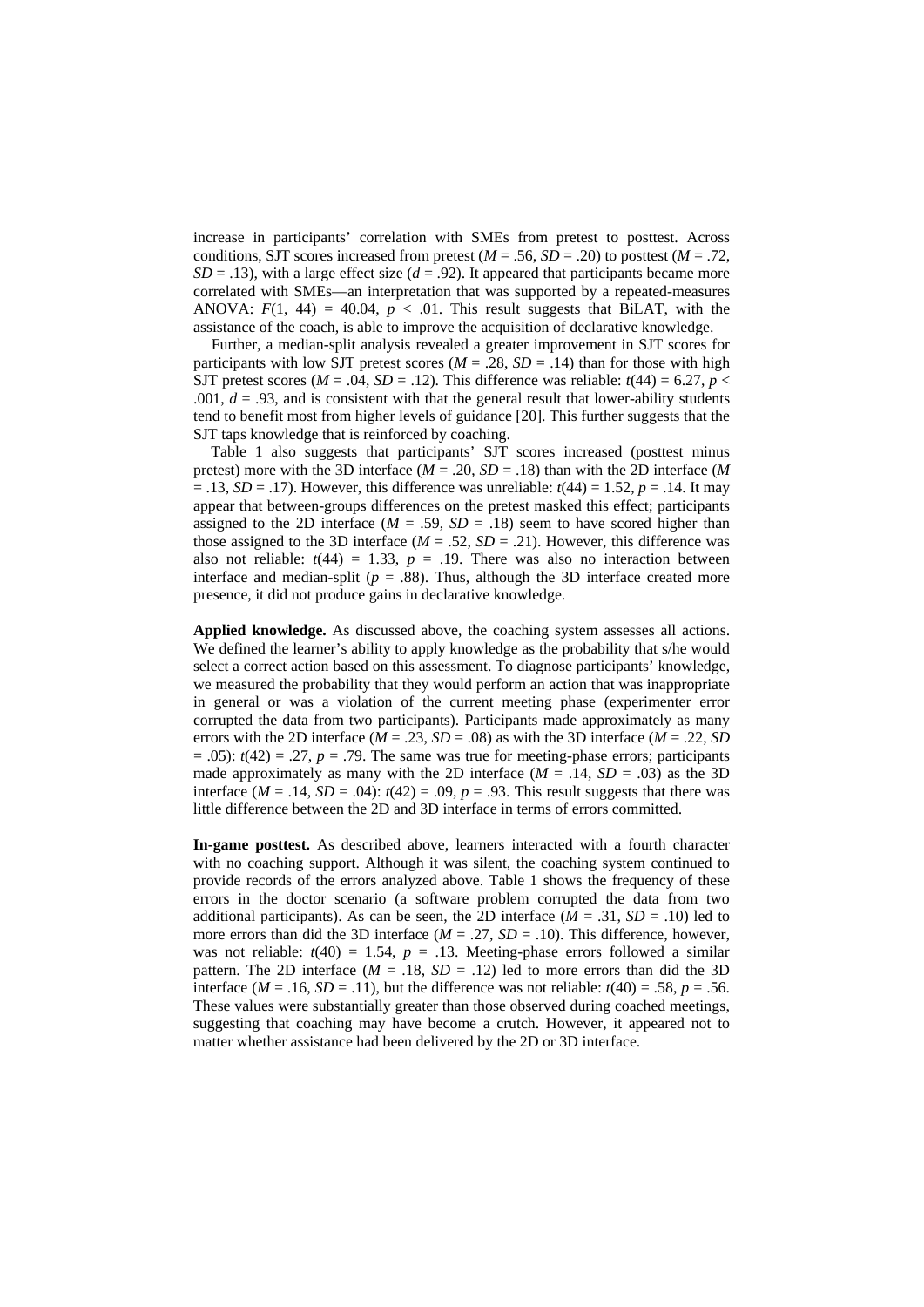increase in participants' correlation with SMEs from pretest to posttest. Across conditions, SJT scores increased from pretest ($M$ = .56, $SD$ = .20) to posttest ($M$ = .72, $SD$ = .13), with a large effect size ($d$ = .92). It appeared that participants became more correlated with SMEs—an interpretation that was supported by a repeated-measures ANOVA: $F(1, 44) = 40.04$, $p < .01$. This result suggests that BiLAT, with the assistance of the coach, is able to improve the acquisition of declarative knowledge.

Further, a median-split analysis revealed a greater improvement in SJT scores for participants with low SJT pretest scores ($M$ = .28, $SD$ = .14) than for those with high SJT pretest scores ($M$ = .04, $SD$ = .12). This difference was reliable: $t(44) = 6.27$, $p < .001$, $d$ = .93, and is consistent with that the general result that lower-ability students tend to benefit most from higher levels of guidance [20]. This further suggests that the SJT taps knowledge that is reinforced by coaching.

Table 1 also suggests that participants' SJT scores increased (posttest minus pretest) more with the 3D interface ($M$ = .20, $SD$ = .18) than with the 2D interface ($M$ = .13, $SD$ = .17). However, this difference was unreliable: $t(44) = 1.52$, $p$ = .14. It may appear that between-groups differences on the pretest masked this effect; participants assigned to the 2D interface ($M$ = .59, $SD$ = .18) seem to have scored higher than those assigned to the 3D interface ($M$ = .52, $SD$ = .21). However, this difference was also not reliable: $t(44) = 1.33$, $p$ = .19. There was also no interaction between interface and median-split ($p$ = .88). Thus, although the 3D interface created more presence, it did not produce gains in declarative knowledge.

**Applied knowledge.** As discussed above, the coaching system assesses all actions. We defined the learner's ability to apply knowledge as the probability that s/he would select a correct action based on this assessment. To diagnose participants' knowledge, we measured the probability that they would perform an action that was inappropriate in general or was a violation of the current meeting phase (experimenter error corrupted the data from two participants). Participants made approximately as many errors with the 2D interface ($M$ = .23, $SD$ = .08) as with the 3D interface ($M$ = .22, $SD$ = .05): $t(42) = .27$, $p$ = .79. The same was true for meeting-phase errors; participants made approximately as many with the 2D interface ($M$ = .14, $SD$ = .03) as the 3D interface ($M$ = .14, $SD$ = .04): $t(42) = .09$, $p$ = .93. This result suggests that there was little difference between the 2D and 3D interface in terms of errors committed.

**In-game posttest.** As described above, learners interacted with a fourth character with no coaching support. Although it was silent, the coaching system continued to provide records of the errors analyzed above. Table 1 shows the frequency of these errors in the doctor scenario (a software problem corrupted the data from two additional participants). As can be seen, the 2D interface ($M$ = .31, $SD$ = .10) led to more errors than did the 3D interface ($M$ = .27, $SD$ = .10). This difference, however, was not reliable: $t(40) = 1.54$, $p$ = .13. Meeting-phase errors followed a similar pattern. The 2D interface ($M$ = .18, $SD$ = .12) led to more errors than did the 3D interface ($M$ = .16, $SD$ = .11), but the difference was not reliable: $t(40) = .58$, $p$ = .56. These values were substantially greater than those observed during coached meetings, suggesting that coaching may have become a crutch. However, it appeared not to matter whether assistance had been delivered by the 2D or 3D interface.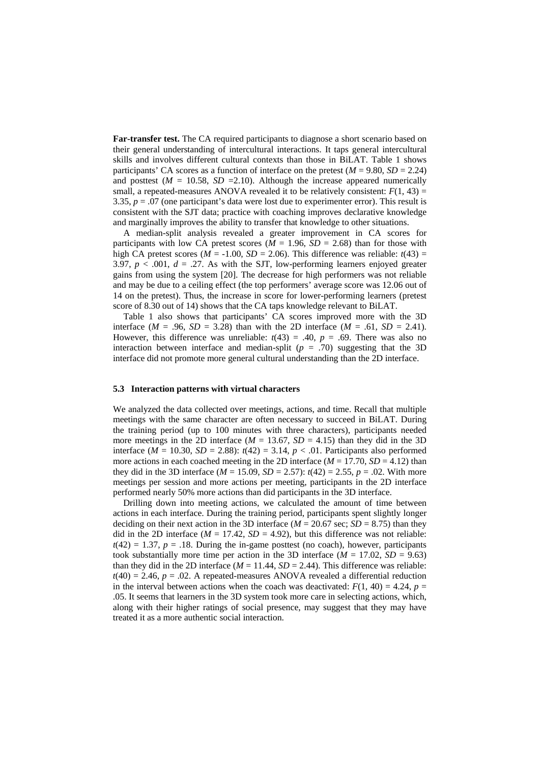**Far-transfer test.** The CA required participants to diagnose a short scenario based on their general understanding of intercultural interactions. It taps general intercultural skills and involves different cultural contexts than those in BiLAT. Table 1 shows participants' CA scores as a function of interface on the pretest ($M$ = 9.80, $SD$ = 2.24) and posttest ($M$ = 10.58, $SD$ =2.10). Although the increase appeared numerically small, a repeated-measures ANOVA revealed it to be relatively consistent: $F(1, 43)$ = 3.35, $p$ = .07 (one participant's data were lost due to experimenter error). This result is consistent with the SJT data; practice with coaching improves declarative knowledge and marginally improves the ability to transfer that knowledge to other situations.

A median-split analysis revealed a greater improvement in CA scores for participants with low CA pretest scores ($M$ = 1.96, $SD$ = 2.68) than for those with high CA pretest scores ($M$ = -1.00, $SD$ = 2.06). This difference was reliable: $t(43)$ = 3.97, $p$ < .001, $d$ = .27. As with the SJT, low-performing learners enjoyed greater gains from using the system [20]. The decrease for high performers was not reliable and may be due to a ceiling effect (the top performers' average score was 12.06 out of 14 on the pretest). Thus, the increase in score for lower-performing learners (pretest score of 8.30 out of 14) shows that the CA taps knowledge relevant to BiLAT.

Table 1 also shows that participants' CA scores improved more with the 3D interface ($M$ = .96, $SD$ = 3.28) than with the 2D interface ($M$ = .61, $SD$ = 2.41). However, this difference was unreliable: $t(43)$ = .40, $p$ = .69. There was also no interaction between interface and median-split ($p$ = .70) suggesting that the 3D interface did not promote more general cultural understanding than the 2D interface.

### 5.3 Interaction patterns with virtual characters

We analyzed the data collected over meetings, actions, and time. Recall that multiple meetings with the same character are often necessary to succeed in BiLAT. During the training period (up to 100 minutes with three characters), participants needed more meetings in the 2D interface ($M$ = 13.67, $SD$ = 4.15) than they did in the 3D interface ($M$ = 10.30, $SD$ = 2.88): $t(42)$ = 3.14, $p$ < .01. Participants also performed more actions in each coached meeting in the 2D interface ($M$ = 17.70, $SD$ = 4.12) than they did in the 3D interface ($M$ = 15.09, $SD$ = 2.57): $t(42)$ = 2.55, $p$ = .02. With more meetings per session and more actions per meeting, participants in the 2D interface performed nearly 50% more actions than did participants in the 3D interface.

Drilling down into meeting actions, we calculated the amount of time between actions in each interface. During the training period, participants spent slightly longer deciding on their next action in the 3D interface ($M$ = 20.67 sec; $SD$ = 8.75) than they did in the 2D interface ($M$ = 17.42, $SD$ = 4.92), but this difference was not reliable: $t(42)$ = 1.37, $p$ = .18. During the in-game posttest (no coach), however, participants took substantially more time per action in the 3D interface ($M$ = 17.02, $SD$ = 9.63) than they did in the 2D interface ($M$ = 11.44, $SD$ = 2.44). This difference was reliable: $t(40)$ = 2.46, $p$ = .02. A repeated-measures ANOVA revealed a differential reduction in the interval between actions when the coach was deactivated: $F(1, 40)$ = 4.24, $p$ = .05. It seems that learners in the 3D system took more care in selecting actions, which, along with their higher ratings of social presence, may suggest that they may have treated it as a more authentic social interaction.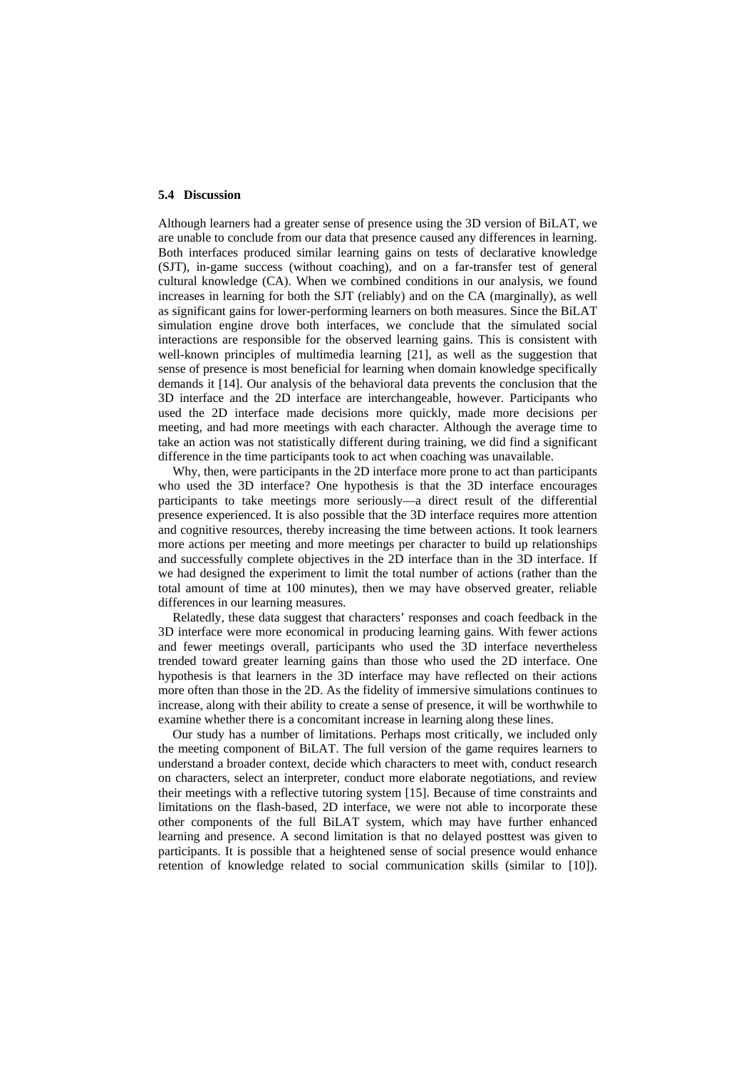### 5.4 Discussion

Although learners had a greater sense of presence using the 3D version of BiLAT, we are unable to conclude from our data that presence caused any differences in learning. Both interfaces produced similar learning gains on tests of declarative knowledge (SJT), in-game success (without coaching), and on a far-transfer test of general cultural knowledge (CA). When we combined conditions in our analysis, we found increases in learning for both the SJT (reliably) and on the CA (marginally), as well as significant gains for lower-performing learners on both measures. Since the BiLAT simulation engine drove both interfaces, we conclude that the simulated social interactions are responsible for the observed learning gains. This is consistent with well-known principles of multimedia learning [21], as well as the suggestion that sense of presence is most beneficial for learning when domain knowledge specifically demands it [14]. Our analysis of the behavioral data prevents the conclusion that the 3D interface and the 2D interface are interchangeable, however. Participants who used the 2D interface made decisions more quickly, made more decisions per meeting, and had more meetings with each character. Although the average time to take an action was not statistically different during training, we did find a significant difference in the time participants took to act when coaching was unavailable.

Why, then, were participants in the 2D interface more prone to act than participants who used the 3D interface? One hypothesis is that the 3D interface encourages participants to take meetings more seriously—a direct result of the differential presence experienced. It is also possible that the 3D interface requires more attention and cognitive resources, thereby increasing the time between actions. It took learners more actions per meeting and more meetings per character to build up relationships and successfully complete objectives in the 2D interface than in the 3D interface. If we had designed the experiment to limit the total number of actions (rather than the total amount of time at 100 minutes), then we may have observed greater, reliable differences in our learning measures.

Relatedly, these data suggest that characters' responses and coach feedback in the 3D interface were more economical in producing learning gains. With fewer actions and fewer meetings overall, participants who used the 3D interface nevertheless trended toward greater learning gains than those who used the 2D interface. One hypothesis is that learners in the 3D interface may have reflected on their actions more often than those in the 2D. As the fidelity of immersive simulations continues to increase, along with their ability to create a sense of presence, it will be worthwhile to examine whether there is a concomitant increase in learning along these lines.

Our study has a number of limitations. Perhaps most critically, we included only the meeting component of BiLAT. The full version of the game requires learners to understand a broader context, decide which characters to meet with, conduct research on characters, select an interpreter, conduct more elaborate negotiations, and review their meetings with a reflective tutoring system [15]. Because of time constraints and limitations on the flash-based, 2D interface, we were not able to incorporate these other components of the full BiLAT system, which may have further enhanced learning and presence. A second limitation is that no delayed posttest was given to participants. It is possible that a heightened sense of social presence would enhance retention of knowledge related to social communication skills (similar to [10]).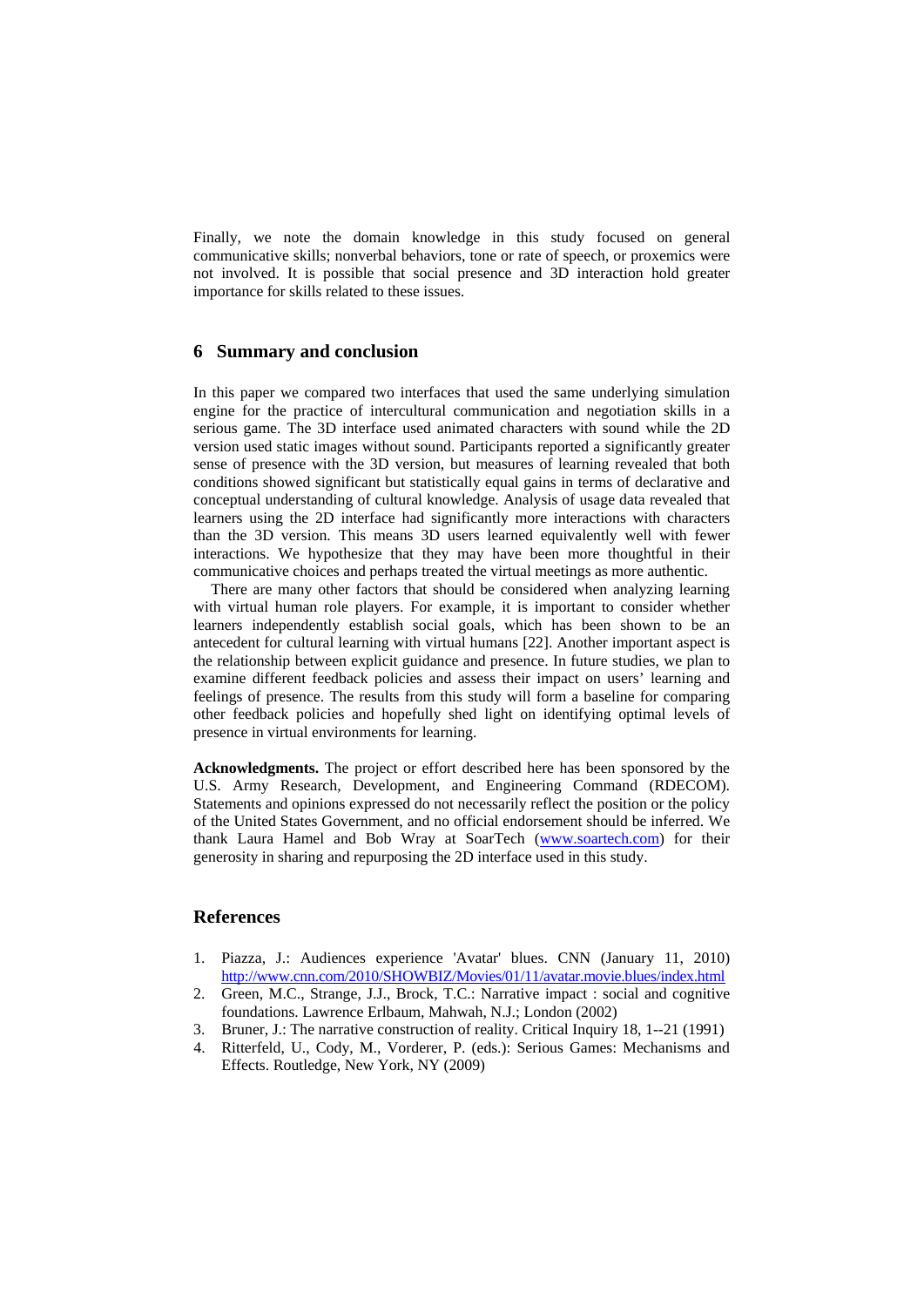Finally, we note the domain knowledge in this study focused on general communicative skills; nonverbal behaviors, tone or rate of speech, or proxemics were not involved. It is possible that social presence and 3D interaction hold greater importance for skills related to these issues.

## 6 Summary and conclusion

In this paper we compared two interfaces that used the same underlying simulation engine for the practice of intercultural communication and negotiation skills in a serious game. The 3D interface used animated characters with sound while the 2D version used static images without sound. Participants reported a significantly greater sense of presence with the 3D version, but measures of learning revealed that both conditions showed significant but statistically equal gains in terms of declarative and conceptual understanding of cultural knowledge. Analysis of usage data revealed that learners using the 2D interface had significantly more interactions with characters than the 3D version. This means 3D users learned equivalently well with fewer interactions. We hypothesize that they may have been more thoughtful in their communicative choices and perhaps treated the virtual meetings as more authentic.

There are many other factors that should be considered when analyzing learning with virtual human role players. For example, it is important to consider whether learners independently establish social goals, which has been shown to be an antecedent for cultural learning with virtual humans [22]. Another important aspect is the relationship between explicit guidance and presence. In future studies, we plan to examine different feedback policies and assess their impact on users' learning and feelings of presence. The results from this study will form a baseline for comparing other feedback policies and hopefully shed light on identifying optimal levels of presence in virtual environments for learning.

**Acknowledgments.** The project or effort described here has been sponsored by the U.S. Army Research, Development, and Engineering Command (RDECOM). Statements and opinions expressed do not necessarily reflect the position or the policy of the United States Government, and no official endorsement should be inferred. We thank Laura Hamel and Bob Wray at SoarTech (www.soartech.com) for their generosity in sharing and repurposing the 2D interface used in this study.

## References

1. Piazza, J.: Audiences experience 'Avatar' blues. CNN (January 11, 2010) http://www.cnn.com/2010/SHOWBIZ/Movies/01/11/avatar.movie.blues/index.html
2. Green, M.C., Strange, J.J., Brock, T.C.: Narrative impact : social and cognitive foundations. Lawrence Erlbaum, Mahwah, N.J.; London (2002)
3. Bruner, J.: The narrative construction of reality. Critical Inquiry 18, 1--21 (1991)
4. Ritterfeld, U., Cody, M., Vorderer, P. (eds.): Serious Games: Mechanisms and Effects. Routledge, New York, NY (2009)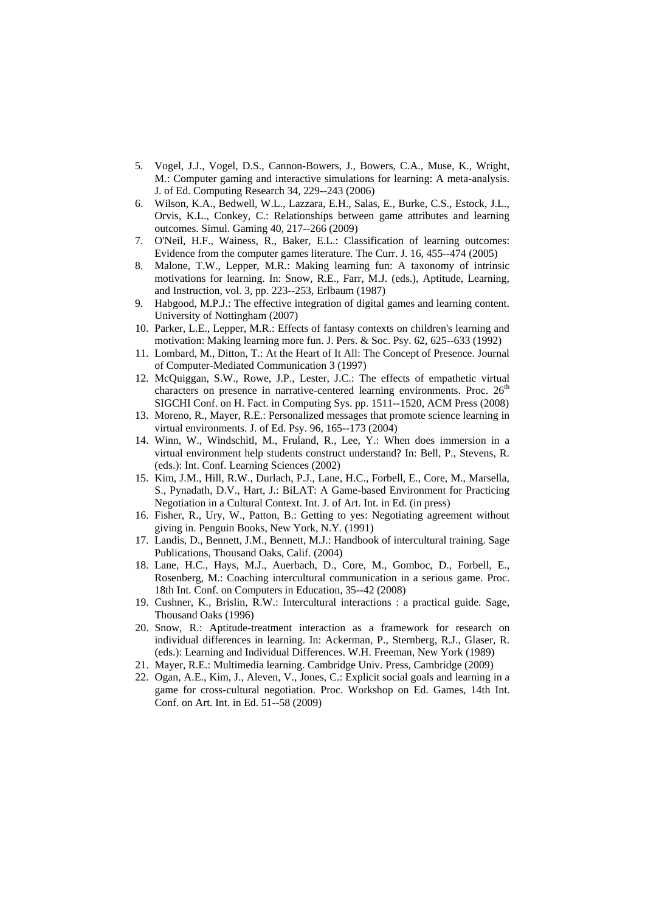5. Vogel, J.J., Vogel, D.S., Cannon-Bowers, J., Bowers, C.A., Muse, K., Wright, M.: Computer gaming and interactive simulations for learning: A meta-analysis. J. of Ed. Computing Research 34, 229--243 (2006)
6. Wilson, K.A., Bedwell, W.L., Lazzara, E.H., Salas, E., Burke, C.S., Estock, J.L., Orvis, K.L., Conkey, C.: Relationships between game attributes and learning outcomes. Simul. Gaming 40, 217--266 (2009)
7. O'Neil, H.F., Wainess, R., Baker, E.L.: Classification of learning outcomes: Evidence from the computer games literature. The Curr. J. 16, 455--474 (2005)
8. Malone, T.W., Lepper, M.R.: Making learning fun: A taxonomy of intrinsic motivations for learning. In: Snow, R.E., Farr, M.J. (eds.), Aptitude, Learning, and Instruction, vol. 3, pp. 223--253, Erlbaum (1987)
9. Habgood, M.P.J.: The effective integration of digital games and learning content. University of Nottingham (2007)
10. Parker, L.E., Lepper, M.R.: Effects of fantasy contexts on children's learning and motivation: Making learning more fun. J. Pers. & Soc. Psy. 62, 625--633 (1992)
11. Lombard, M., Ditton, T.: At the Heart of It All: The Concept of Presence. Journal of Computer-Mediated Communication 3 (1997)
12. McQuiggan, S.W., Rowe, J.P., Lester, J.C.: The effects of empathetic virtual characters on presence in narrative-centered learning environments. Proc. 26th SIGCHI Conf. on H. Fact. in Computing Sys. pp. 1511--1520, ACM Press (2008)
13. Moreno, R., Mayer, R.E.: Personalized messages that promote science learning in virtual environments. J. of Ed. Psy. 96, 165--173 (2004)
14. Winn, W., Windschitl, M., Fruland, R., Lee, Y.: When does immersion in a virtual environment help students construct understand? In: Bell, P., Stevens, R. (eds.): Int. Conf. Learning Sciences (2002)
15. Kim, J.M., Hill, R.W., Durlach, P.J., Lane, H.C., Forbell, E., Core, M., Marsella, S., Pynadath, D.V., Hart, J.: BiLAT: A Game-based Environment for Practicing Negotiation in a Cultural Context. Int. J. of Art. Int. in Ed. (in press)
16. Fisher, R., Ury, W., Patton, B.: Getting to yes: Negotiating agreement without giving in. Penguin Books, New York, N.Y. (1991)
17. Landis, D., Bennett, J.M., Bennett, M.J.: Handbook of intercultural training. Sage Publications, Thousand Oaks, Calif. (2004)
18. Lane, H.C., Hays, M.J., Auerbach, D., Core, M., Gomboc, D., Forbell, E., Rosenberg, M.: Coaching intercultural communication in a serious game. Proc. 18th Int. Conf. on Computers in Education, 35--42 (2008)
19. Cushner, K., Brislin, R.W.: Intercultural interactions : a practical guide. Sage, Thousand Oaks (1996)
20. Snow, R.: Aptitude-treatment interaction as a framework for research on individual differences in learning. In: Ackerman, P., Sternberg, R.J., Glaser, R. (eds.): Learning and Individual Differences. W.H. Freeman, New York (1989)
21. Mayer, R.E.: Multimedia learning. Cambridge Univ. Press, Cambridge (2009)
22. Ogan, A.E., Kim, J., Aleven, V., Jones, C.: Explicit social goals and learning in a game for cross-cultural negotiation. Proc. Workshop on Ed. Games, 14th Int. Conf. on Art. Int. in Ed. 51--58 (2009)